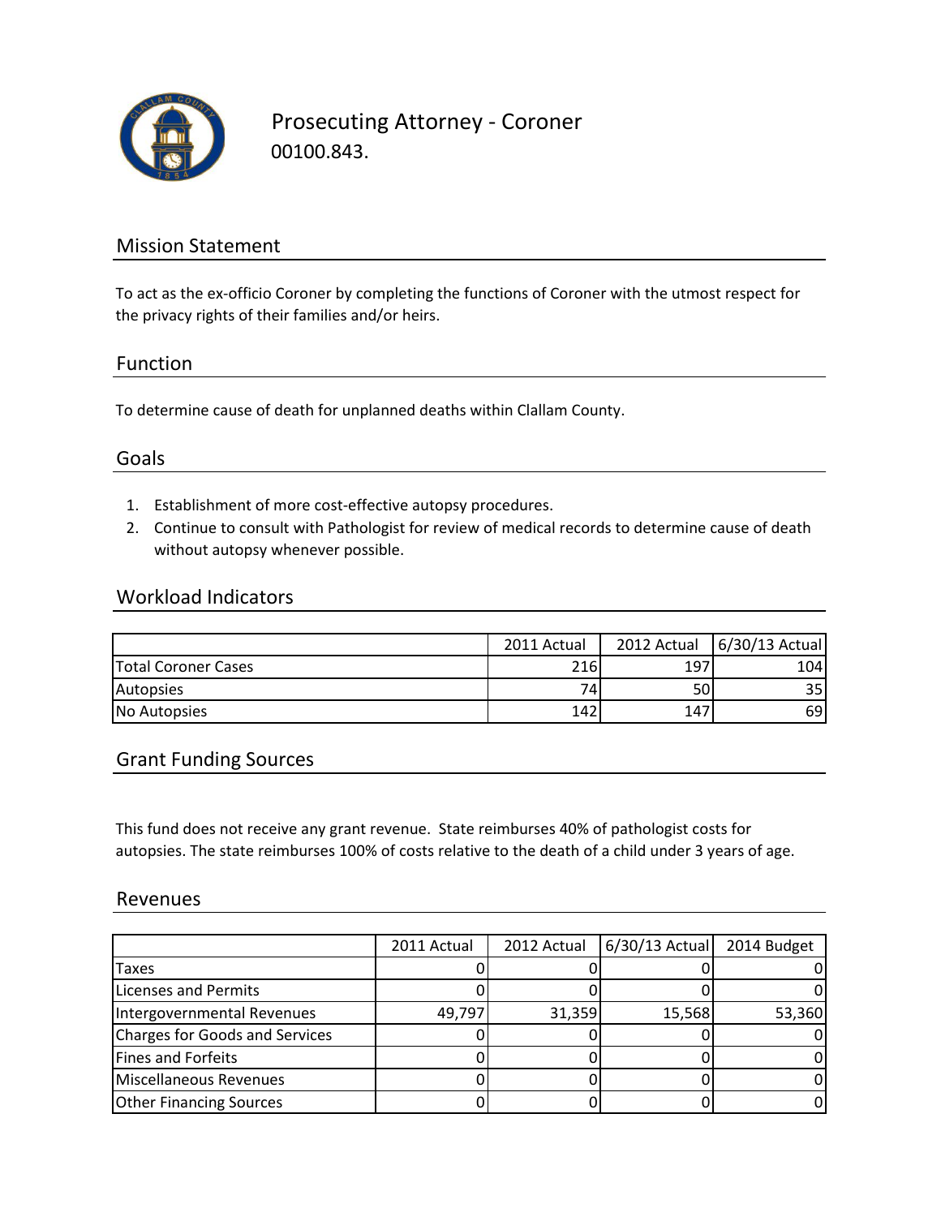# Prosecuting Attorney - Coroner

00100.843.

## Mission Statement

To act as the ex-officio Coroner by completing the functions of Coroner with the utmost respect for the privacy rights of their families and/or heirs.

## Function

To determine cause of death for unplanned deaths within Clallam County.

## Goals

1. Establishment of more cost-effective autopsy procedures.
2. Continue to consult with Pathologist for review of medical records to determine cause of death without autopsy whenever possible.

## Workload Indicators

| | 2011 Actual | 2012 Actual | 6/30/13 Actual |
|---|---|---|---|
| Total Coroner Cases | 216 | 197 | 104 |
| Autopsies | 74 | 50 | 35 |
| No Autopsies | 142 | 147 | 69 |

## Grant Funding Sources

This fund does not receive any grant revenue. State reimburses 40% of pathologist costs for autopsies. The state reimburses 100% of costs relative to the death of a child under 3 years of age.

## Revenues

| | 2011 Actual | 2012 Actual | 6/30/13 Actual | 2014 Budget |
|---|---|---|---|---|
| Taxes | 0 | 0 | 0 | 0 |
| Licenses and Permits | 0 | 0 | 0 | 0 |
| Intergovernmental Revenues | 49,797 | 31,359 | 15,568 | 53,360 |
| Charges for Goods and Services | 0 | 0 | 0 | 0 |
| Fines and Forfeits | 0 | 0 | 0 | 0 |
| Miscellaneous Revenues | 0 | 0 | 0 | 0 |
| Other Financing Sources | 0 | 0 | 0 | 0 |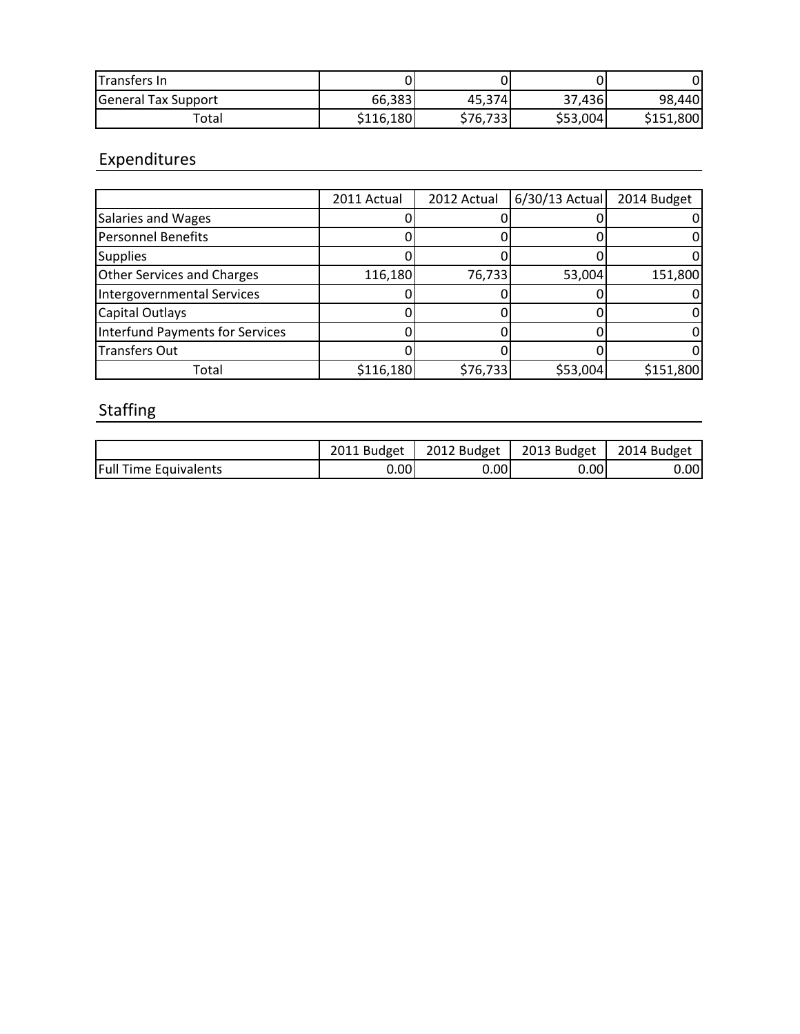| | | | | |
|---|---|---|---|---|
| Transfers In | 0 | 0 | 0 | 0 |
| General Tax Support | 66,383 | 45,374 | 37,436 | 98,440 |
| Total | $116,180 | $76,733 | $53,004 | $151,800 |

## Expenditures

| | 2011 Actual | 2012 Actual | 6/30/13 Actual | 2014 Budget |
|---|---|---|---|---|
| Salaries and Wages | 0 | 0 | 0 | 0 |
| Personnel Benefits | 0 | 0 | 0 | 0 |
| Supplies | 0 | 0 | 0 | 0 |
| Other Services and Charges | 116,180 | 76,733 | 53,004 | 151,800 |
| Intergovernmental Services | 0 | 0 | 0 | 0 |
| Capital Outlays | 0 | 0 | 0 | 0 |
| Interfund Payments for Services | 0 | 0 | 0 | 0 |
| Transfers Out | 0 | 0 | 0 | 0 |
| Total | $116,180 | $76,733 | $53,004 | $151,800 |

## Staffing

| | 2011 Budget | 2012 Budget | 2013 Budget | 2014 Budget |
|---|---|---|---|---|
| Full Time Equivalents | 0.00 | 0.00 | 0.00 | 0.00 |